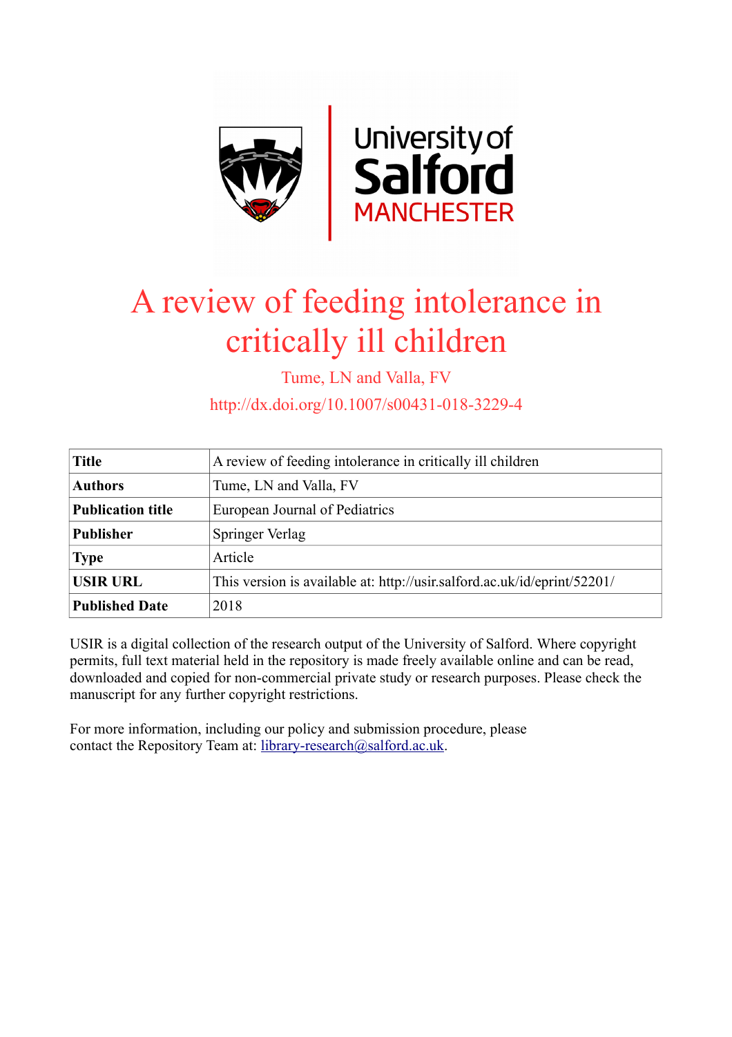# A review of feeding intolerance in critically ill children

Tume, LN and Valla, FV

http://dx.doi.org/10.1007/s00431-018-3229-4

| | |
|---|---|
| **Title** | A review of feeding intolerance in critically ill children |
| **Authors** | Tume, LN and Valla, FV |
| **Publication title** | European Journal of Pediatrics |
| **Publisher** | Springer Verlag |
| **Type** | Article |
| **USIR URL** | This version is available at: http://usir.salford.ac.uk/id/eprint/52201/ |
| **Published Date** | 2018 |

USIR is a digital collection of the research output of the University of Salford. Where copyright permits, full text material held in the repository is made freely available online and can be read, downloaded and copied for non-commercial private study or research purposes. Please check the manuscript for any further copyright restrictions.

For more information, including our policy and submission procedure, please contact the Repository Team at: library-research@salford.ac.uk.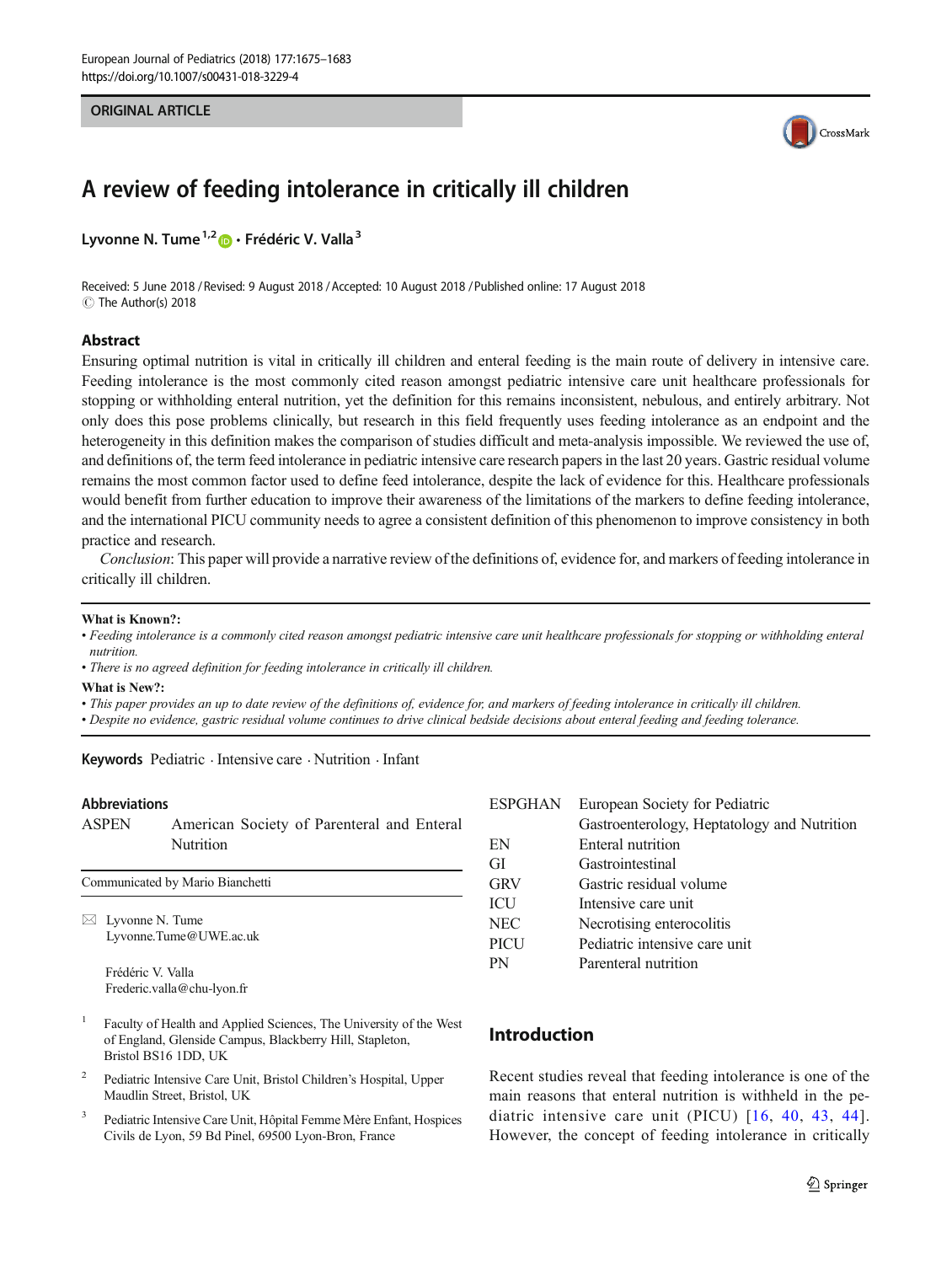# A review of feeding intolerance in critically ill children

Lyvonne N. Tume[1,2] · Frédéric V. Valla[3]

Received: 5 June 2018 / Revised: 9 August 2018 / Accepted: 10 August 2018 / Published online: 17 August 2018
© The Author(s) 2018

## Abstract

Ensuring optimal nutrition is vital in critically ill children and enteral feeding is the main route of delivery in intensive care. Feeding intolerance is the most commonly cited reason amongst pediatric intensive care unit healthcare professionals for stopping or withholding enteral nutrition, yet the definition for this remains inconsistent, nebulous, and entirely arbitrary. Not only does this pose problems clinically, but research in this field frequently uses feeding intolerance as an endpoint and the heterogeneity in this definition makes the comparison of studies difficult and meta-analysis impossible. We reviewed the use of, and definitions of, the term feed intolerance in pediatric intensive care research papers in the last 20 years. Gastric residual volume remains the most common factor used to define feed intolerance, despite the lack of evidence for this. Healthcare professionals would benefit from further education to improve their awareness of the limitations of the markers to define feeding intolerance, and the international PICU community needs to agree a consistent definition of this phenomenon to improve consistency in both practice and research.

*Conclusion*: This paper will provide a narrative review of the definitions of, evidence for, and markers of feeding intolerance in critically ill children.

**What is Known?:**

- *Feeding intolerance is a commonly cited reason amongst pediatric intensive care unit healthcare professionals for stopping or withholding enteral nutrition.*
- *There is no agreed definition for feeding intolerance in critically ill children.*

**What is New?:**

- *This paper provides an up to date review of the definitions of, evidence for, and markers of feeding intolerance in critically ill children.*
- *Despite no evidence, gastric residual volume continues to drive clinical bedside decisions about enteral feeding and feeding tolerance.*

**Keywords** Pediatric · Intensive care · Nutrition · Infant

## Abbreviations

| | |
|---|---|
| ASPEN | American Society of Parenteral and Enteral Nutrition |
| ESPGHAN | European Society for Pediatric Gastroenterology, Heptatology and Nutrition |
| EN | Enteral nutrition |
| GI | Gastrointestinal |
| GRV | Gastric residual volume |
| ICU | Intensive care unit |
| NEC | Necrotising enterocolitis |
| PICU | Pediatric intensive care unit |
| PN | Parenteral nutrition |

Communicated by Mario Bianchetti

✉ Lyvonne N. Tume
Lyvonne.Tume@UWE.ac.uk

Frédéric V. Valla
Frederic.valla@chu-lyon.fr

1 Faculty of Health and Applied Sciences, The University of the West of England, Glenside Campus, Blackberry Hill, Stapleton, Bristol BS16 1DD, UK

2 Pediatric Intensive Care Unit, Bristol Children's Hospital, Upper Maudlin Street, Bristol, UK

3 Pediatric Intensive Care Unit, Hôpital Femme Mère Enfant, Hospices Civils de Lyon, 59 Bd Pinel, 69500 Lyon-Bron, France

## Introduction

Recent studies reveal that feeding intolerance is one of the main reasons that enteral nutrition is withheld in the pediatric intensive care unit (PICU) [16, 40, 43, 44]. However, the concept of feeding intolerance in critically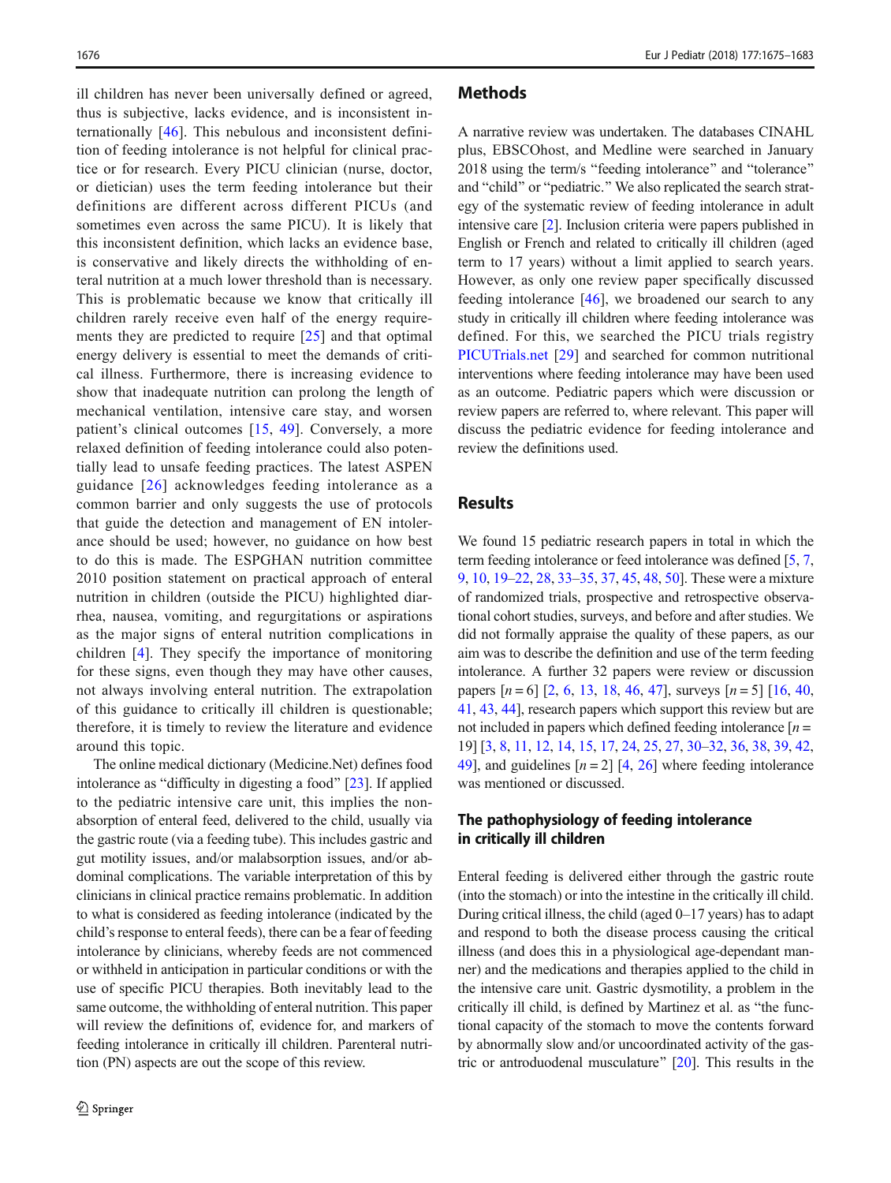ill children has never been universally defined or agreed, thus is subjective, lacks evidence, and is inconsistent internationally [46]. This nebulous and inconsistent definition of feeding intolerance is not helpful for clinical practice or for research. Every PICU clinician (nurse, doctor, or dietician) uses the term feeding intolerance but their definitions are different across different PICUs (and sometimes even across the same PICU). It is likely that this inconsistent definition, which lacks an evidence base, is conservative and likely directs the withholding of enteral nutrition at a much lower threshold than is necessary. This is problematic because we know that critically ill children rarely receive even half of the energy requirements they are predicted to require [25] and that optimal energy delivery is essential to meet the demands of critical illness. Furthermore, there is increasing evidence to show that inadequate nutrition can prolong the length of mechanical ventilation, intensive care stay, and worsen patient's clinical outcomes [15, 49]. Conversely, a more relaxed definition of feeding intolerance could also potentially lead to unsafe feeding practices. The latest ASPEN guidance [26] acknowledges feeding intolerance as a common barrier and only suggests the use of protocols that guide the detection and management of EN intolerance should be used; however, no guidance on how best to do this is made. The ESPGHAN nutrition committee 2010 position statement on practical approach of enteral nutrition in children (outside the PICU) highlighted diarrhea, nausea, vomiting, and regurgitations or aspirations as the major signs of enteral nutrition complications in children [4]. They specify the importance of monitoring for these signs, even though they may have other causes, not always involving enteral nutrition. The extrapolation of this guidance to critically ill children is questionable; therefore, it is timely to review the literature and evidence around this topic.

The online medical dictionary (Medicine.Net) defines food intolerance as "difficulty in digesting a food" [23]. If applied to the pediatric intensive care unit, this implies the non-absorption of enteral feed, delivered to the child, usually via the gastric route (via a feeding tube). This includes gastric and gut motility issues, and/or malabsorption issues, and/or abdominal complications. The variable interpretation of this by clinicians in clinical practice remains problematic. In addition to what is considered as feeding intolerance (indicated by the child's response to enteral feeds), there can be a fear of feeding intolerance by clinicians, whereby feeds are not commenced or withheld in anticipation in particular conditions or with the use of specific PICU therapies. Both inevitably lead to the same outcome, the withholding of enteral nutrition. This paper will review the definitions of, evidence for, and markers of feeding intolerance in critically ill children. Parenteral nutrition (PN) aspects are out the scope of this review.

## Methods

A narrative review was undertaken. The databases CINAHL plus, EBSCOhost, and Medline were searched in January 2018 using the term/s "feeding intolerance" and "tolerance" and "child" or "pediatric." We also replicated the search strategy of the systematic review of feeding intolerance in adult intensive care [2]. Inclusion criteria were papers published in English or French and related to critically ill children (aged term to 17 years) without a limit applied to search years. However, as only one review paper specifically discussed feeding intolerance [46], we broadened our search to any study in critically ill children where feeding intolerance was defined. For this, we searched the PICU trials registry PICUTrials.net [29] and searched for common nutritional interventions where feeding intolerance may have been used as an outcome. Pediatric papers which were discussion or review papers are referred to, where relevant. This paper will discuss the pediatric evidence for feeding intolerance and review the definitions used.

## Results

We found 15 pediatric research papers in total in which the term feeding intolerance or feed intolerance was defined [5, 7, 9, 10, 19–22, 28, 33–35, 37, 45, 48, 50]. These were a mixture of randomized trials, prospective and retrospective observational cohort studies, surveys, and before and after studies. We did not formally appraise the quality of these papers, as our aim was to describe the definition and use of the term feeding intolerance. A further 32 papers were review or discussion papers [n = 6] [2, 6, 13, 18, 46, 47], surveys [n = 5] [16, 40, 41, 43, 44], research papers which support this review but are not included in papers which defined feeding intolerance [n = 19] [3, 8, 11, 12, 14, 15, 17, 24, 25, 27, 30–32, 36, 38, 39, 42, 49], and guidelines [n = 2] [4, 26] where feeding intolerance was mentioned or discussed.

### The pathophysiology of feeding intolerance in critically ill children

Enteral feeding is delivered either through the gastric route (into the stomach) or into the intestine in the critically ill child. During critical illness, the child (aged 0–17 years) has to adapt and respond to both the disease process causing the critical illness (and does this in a physiological age-dependant manner) and the medications and therapies applied to the child in the intensive care unit. Gastric dysmotility, a problem in the critically ill child, is defined by Martinez et al. as "the functional capacity of the stomach to move the contents forward by abnormally slow and/or uncoordinated activity of the gastric or antroduodenal musculature" [20]. This results in the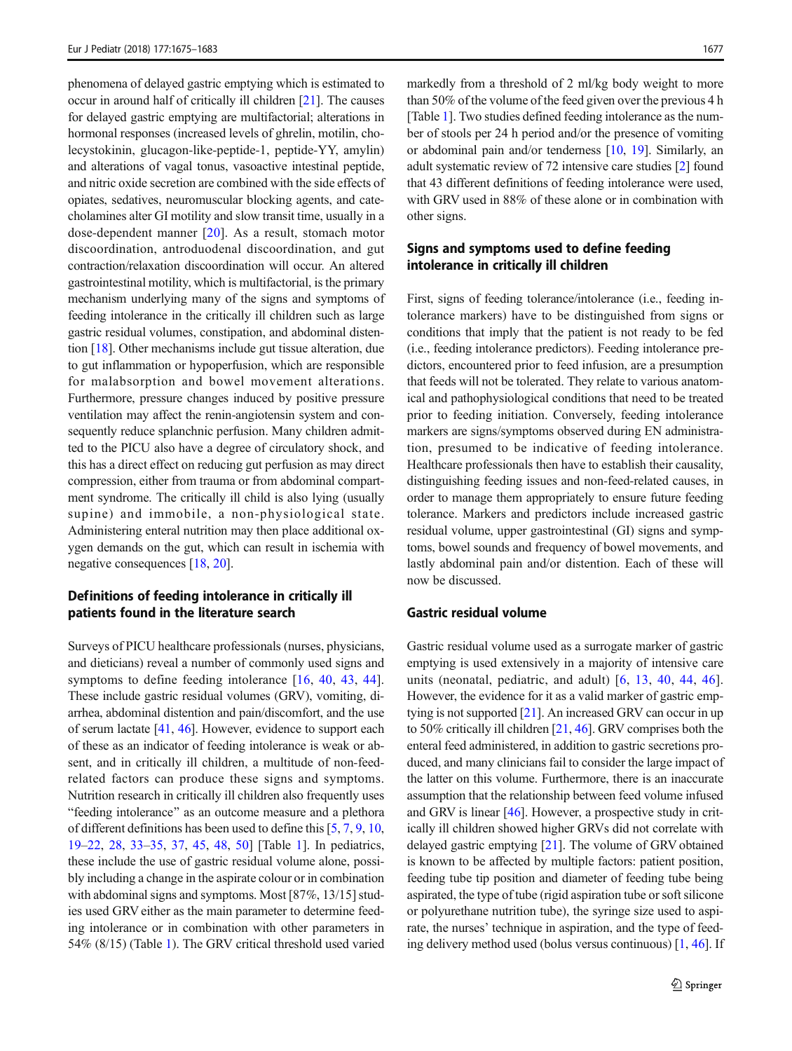phenomena of delayed gastric emptying which is estimated to occur in around half of critically ill children [21]. The causes for delayed gastric emptying are multifactorial; alterations in hormonal responses (increased levels of ghrelin, motilin, cholecystokinin, glucagon-like-peptide-1, peptide-YY, amylin) and alterations of vagal tonus, vasoactive intestinal peptide, and nitric oxide secretion are combined with the side effects of opiates, sedatives, neuromuscular blocking agents, and catecholamines alter GI motility and slow transit time, usually in a dose-dependent manner [20]. As a result, stomach motor discoordination, antroduodenal discoordination, and gut contraction/relaxation discoordination will occur. An altered gastrointestinal motility, which is multifactorial, is the primary mechanism underlying many of the signs and symptoms of feeding intolerance in the critically ill children such as large gastric residual volumes, constipation, and abdominal distention [18]. Other mechanisms include gut tissue alteration, due to gut inflammation or hypoperfusion, which are responsible for malabsorption and bowel movement alterations. Furthermore, pressure changes induced by positive pressure ventilation may affect the renin-angiotensin system and consequently reduce splanchnic perfusion. Many children admitted to the PICU also have a degree of circulatory shock, and this has a direct effect on reducing gut perfusion as may direct compression, either from trauma or from abdominal compartment syndrome. The critically ill child is also lying (usually supine) and immobile, a non-physiological state. Administering enteral nutrition may then place additional oxygen demands on the gut, which can result in ischemia with negative consequences [18, 20].

## Definitions of feeding intolerance in critically ill patients found in the literature search

Surveys of PICU healthcare professionals (nurses, physicians, and dieticians) reveal a number of commonly used signs and symptoms to define feeding intolerance [16, 40, 43, 44]. These include gastric residual volumes (GRV), vomiting, diarrhea, abdominal distention and pain/discomfort, and the use of serum lactate [41, 46]. However, evidence to support each of these as an indicator of feeding intolerance is weak or absent, and in critically ill children, a multitude of non-feed-related factors can produce these signs and symptoms. Nutrition research in critically ill children also frequently uses "feeding intolerance" as an outcome measure and a plethora of different definitions has been used to define this [5, 7, 9, 10, 19–22, 28, 33–35, 37, 45, 48, 50] [Table 1]. In pediatrics, these include the use of gastric residual volume alone, possibly including a change in the aspirate colour or in combination with abdominal signs and symptoms. Most [87%, 13/15] studies used GRV either as the main parameter to determine feeding intolerance or in combination with other parameters in 54% (8/15) (Table 1). The GRV critical threshold used varied markedly from a threshold of 2 ml/kg body weight to more than 50% of the volume of the feed given over the previous 4 h [Table 1]. Two studies defined feeding intolerance as the number of stools per 24 h period and/or the presence of vomiting or abdominal pain and/or tenderness [10, 19]. Similarly, an adult systematic review of 72 intensive care studies [2] found that 43 different definitions of feeding intolerance were used, with GRV used in 88% of these alone or in combination with other signs.

## Signs and symptoms used to define feeding intolerance in critically ill children

First, signs of feeding tolerance/intolerance (i.e., feeding intolerance markers) have to be distinguished from signs or conditions that imply that the patient is not ready to be fed (i.e., feeding intolerance predictors). Feeding intolerance predictors, encountered prior to feed infusion, are a presumption that feeds will not be tolerated. They relate to various anatomical and pathophysiological conditions that need to be treated prior to feeding initiation. Conversely, feeding intolerance markers are signs/symptoms observed during EN administration, presumed to be indicative of feeding intolerance. Healthcare professionals then have to establish their causality, distinguishing feeding issues and non-feed-related causes, in order to manage them appropriately to ensure future feeding tolerance. Markers and predictors include increased gastric residual volume, upper gastrointestinal (GI) signs and symptoms, bowel sounds and frequency of bowel movements, and lastly abdominal pain and/or distention. Each of these will now be discussed.

### Gastric residual volume

Gastric residual volume used as a surrogate marker of gastric emptying is used extensively in a majority of intensive care units (neonatal, pediatric, and adult) [6, 13, 40, 44, 46]. However, the evidence for it as a valid marker of gastric emptying is not supported [21]. An increased GRV can occur in up to 50% critically ill children [21, 46]. GRV comprises both the enteral feed administered, in addition to gastric secretions produced, and many clinicians fail to consider the large impact of the latter on this volume. Furthermore, there is an inaccurate assumption that the relationship between feed volume infused and GRV is linear [46]. However, a prospective study in critically ill children showed higher GRVs did not correlate with delayed gastric emptying [21]. The volume of GRV obtained is known to be affected by multiple factors: patient position, feeding tube tip position and diameter of feeding tube being aspirated, the type of tube (rigid aspiration tube or soft silicone or polyurethane nutrition tube), the syringe size used to aspirate, the nurses' technique in aspiration, and the type of feeding delivery method used (bolus versus continuous) [1, 46]. If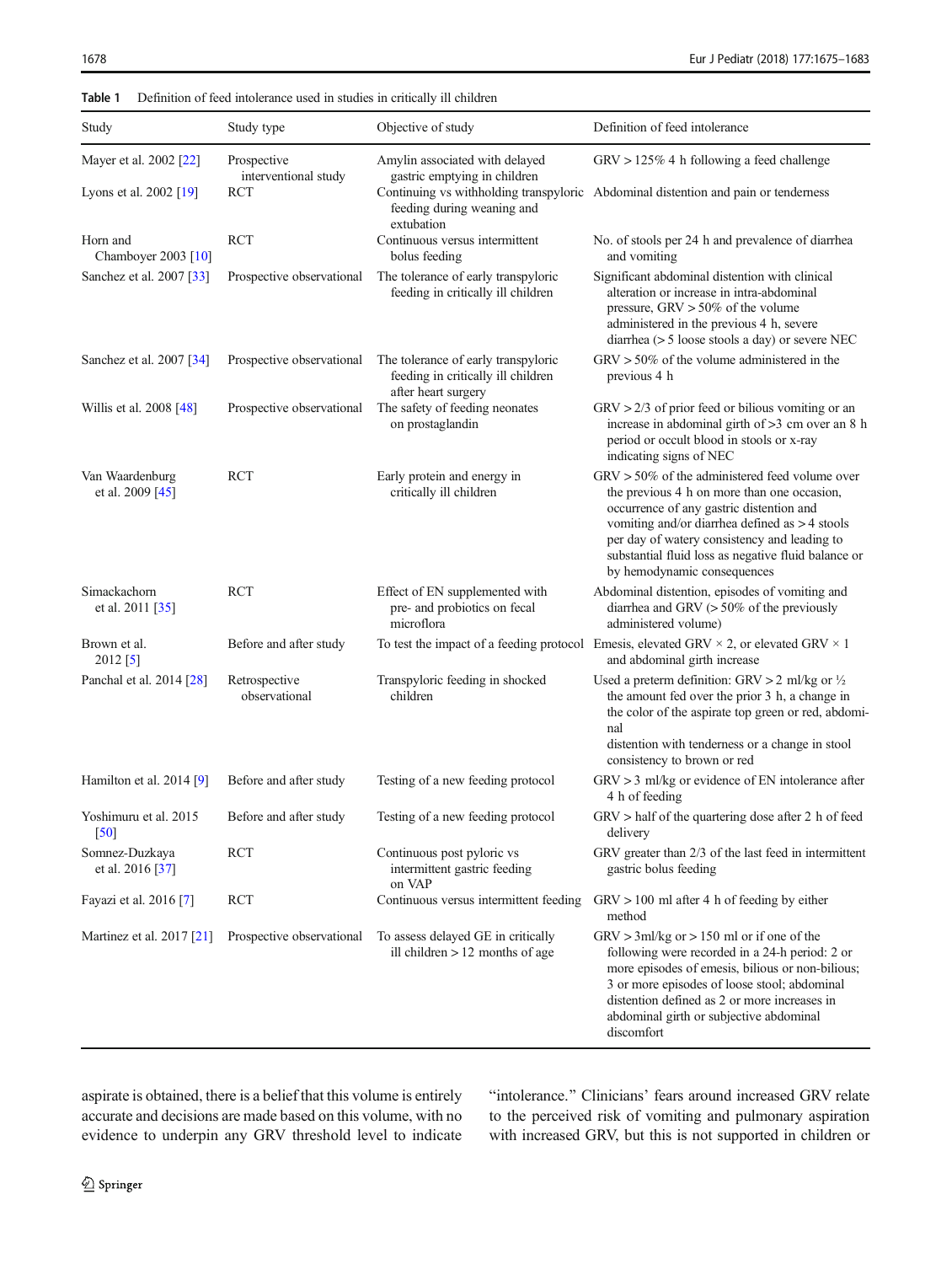**Table 1** Definition of feed intolerance used in studies in critically ill children

| Study | Study type | Objective of study | Definition of feed intolerance |
|---|---|---|---|
| Mayer et al. 2002 [22] | Prospective interventional study | Amylin associated with delayed gastric emptying in children | GRV > 125% 4 h following a feed challenge |
| Lyons et al. 2002 [19] | RCT | Continuing vs withholding transpyloric feeding during weaning and extubation | Abdominal distention and pain or tenderness |
| Horn and Chamboyer 2003 [10] | RCT | Continuous versus intermittent bolus feeding | No. of stools per 24 h and prevalence of diarrhea and vomiting |
| Sanchez et al. 2007 [33] | Prospective observational | The tolerance of early transpyloric feeding in critically ill children | Significant abdominal distention with clinical alteration or increase in intra-abdominal pressure, GRV > 50% of the volume administered in the previous 4 h, severe diarrhea (> 5 loose stools a day) or severe NEC |
| Sanchez et al. 2007 [34] | Prospective observational | The tolerance of early transpyloric feeding in critically ill children after heart surgery | GRV > 50% of the volume administered in the previous 4 h |
| Willis et al. 2008 [48] | Prospective observational | The safety of feeding neonates on prostaglandin | GRV > 2/3 of prior feed or bilious vomiting or an increase in abdominal girth of >3 cm over an 8 h period or occult blood in stools or x-ray indicating signs of NEC |
| Van Waardenburg et al. 2009 [45] | RCT | Early protein and energy in critically ill children | GRV > 50% of the administered feed volume over the previous 4 h on more than one occasion, occurrence of any gastric distention and vomiting and/or diarrhea defined as > 4 stools per day of watery consistency and leading to substantial fluid loss as negative fluid balance or by hemodynamic consequences |
| Simackachorn et al. 2011 [35] | RCT | Effect of EN supplemented with pre- and probiotics on fecal microflora | Abdominal distention, episodes of vomiting and diarrhea and GRV (> 50% of the previously administered volume) |
| Brown et al. 2012 [5] | Before and after study | To test the impact of a feeding protocol | Emesis, elevated GRV × 2, or elevated GRV × 1 and abdominal girth increase |
| Panchal et al. 2014 [28] | Retrospective observational | Transpyloric feeding in shocked children | Used a preterm definition: GRV > 2 ml/kg or ½ the amount fed over the prior 3 h, a change in the color of the aspirate top green or red, abdominal distention with tenderness or a change in stool consistency to brown or red |
| Hamilton et al. 2014 [9] | Before and after study | Testing of a new feeding protocol | GRV > 3 ml/kg or evidence of EN intolerance after 4 h of feeding |
| Yoshimura et al. 2015 [50] | Before and after study | Testing of a new feeding protocol | GRV > half of the quartering dose after 2 h of feed delivery |
| Somnez-Duzkaya et al. 2016 [37] | RCT | Continuous post pyloric vs intermittent gastric feeding on VAP | GRV greater than 2/3 of the last feed in intermittent gastric bolus feeding |
| Fayazi et al. 2016 [7] | RCT | Continuous versus intermittent feeding | GRV > 100 ml after 4 h of feeding by either method |
| Martinez et al. 2017 [21] | Prospective observational | To assess delayed GE in critically ill children > 12 months of age | GRV > 3ml/kg or > 150 ml or if one of the following were recorded in a 24-h period: 2 or more episodes of emesis, bilious or non-bilious; 3 or more episodes of loose stool; abdominal distention defined as 2 or more increases in abdominal girth or subjective abdominal discomfort |

aspirate is obtained, there is a belief that this volume is entirely accurate and decisions are made based on this volume, with no evidence to underpin any GRV threshold level to indicate "intolerance." Clinicians' fears around increased GRV relate to the perceived risk of vomiting and pulmonary aspiration with increased GRV, but this is not supported in children or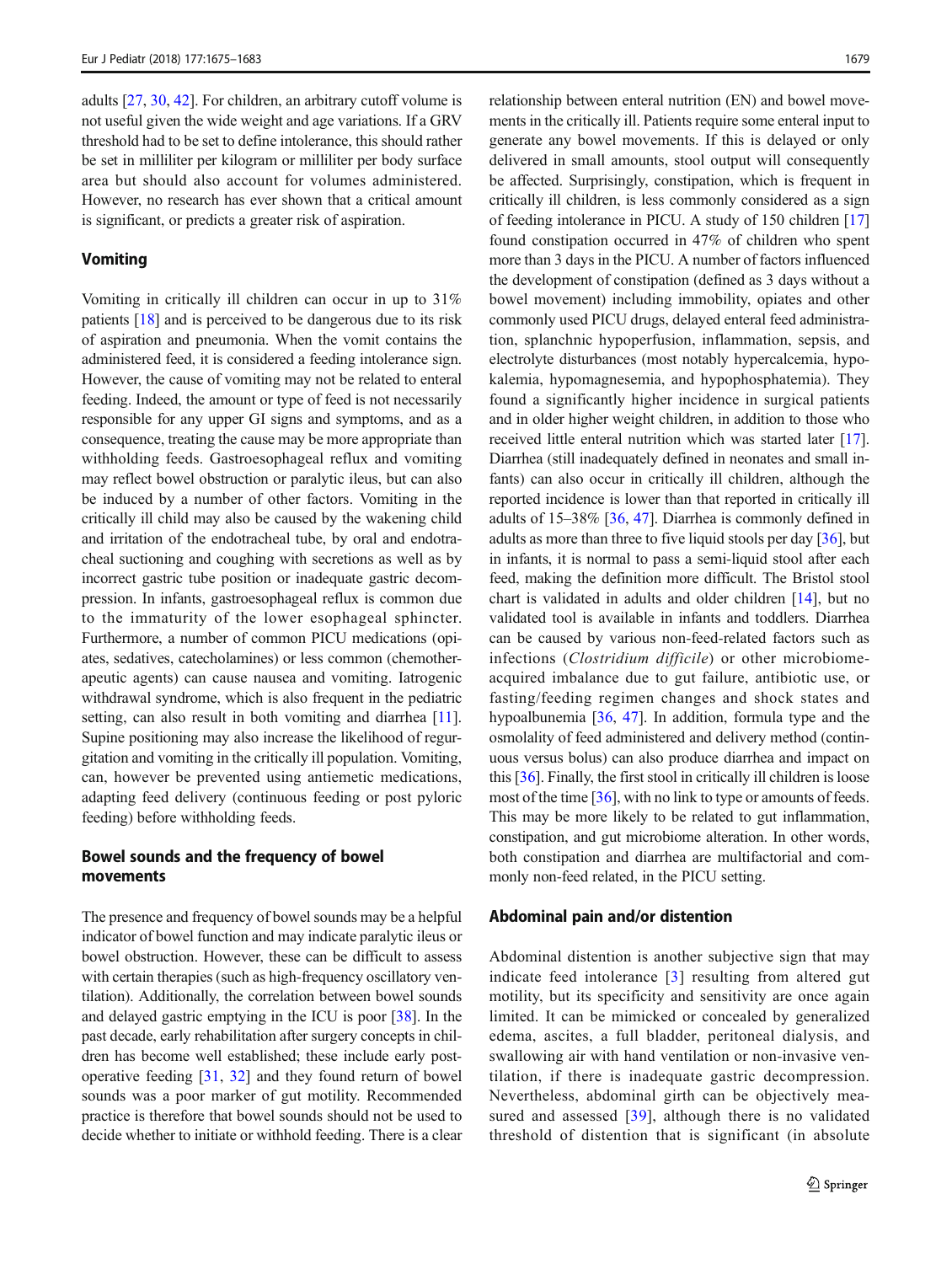adults [27, 30, 42]. For children, an arbitrary cutoff volume is not useful given the wide weight and age variations. If a GRV threshold had to be set to define intolerance, this should rather be set in milliliter per kilogram or milliliter per body surface area but should also account for volumes administered. However, no research has ever shown that a critical amount is significant, or predicts a greater risk of aspiration.

### Vomiting

Vomiting in critically ill children can occur in up to 31% patients [18] and is perceived to be dangerous due to its risk of aspiration and pneumonia. When the vomit contains the administered feed, it is considered a feeding intolerance sign. However, the cause of vomiting may not be related to enteral feeding. Indeed, the amount or type of feed is not necessarily responsible for any upper GI signs and symptoms, and as a consequence, treating the cause may be more appropriate than withholding feeds. Gastroesophageal reflux and vomiting may reflect bowel obstruction or paralytic ileus, but can also be induced by a number of other factors. Vomiting in the critically ill child may also be caused by the wakening child and irritation of the endotracheal tube, by oral and endotracheal suctioning and coughing with secretions as well as by incorrect gastric tube position or inadequate gastric decompression. In infants, gastroesophageal reflux is common due to the immaturity of the lower esophageal sphincter. Furthermore, a number of common PICU medications (opiates, sedatives, catecholamines) or less common (chemotherapeutic agents) can cause nausea and vomiting. Iatrogenic withdrawal syndrome, which is also frequent in the pediatric setting, can also result in both vomiting and diarrhea [11]. Supine positioning may also increase the likelihood of regurgitation and vomiting in the critically ill population. Vomiting, can, however be prevented using antiemetic medications, adapting feed delivery (continuous feeding or post pyloric feeding) before withholding feeds.

### Bowel sounds and the frequency of bowel movements

The presence and frequency of bowel sounds may be a helpful indicator of bowel function and may indicate paralytic ileus or bowel obstruction. However, these can be difficult to assess with certain therapies (such as high-frequency oscillatory ventilation). Additionally, the correlation between bowel sounds and delayed gastric emptying in the ICU is poor [38]. In the past decade, early rehabilitation after surgery concepts in children has become well established; these include early postoperative feeding [31, 32] and they found return of bowel sounds was a poor marker of gut motility. Recommended practice is therefore that bowel sounds should not be used to decide whether to initiate or withhold feeding. There is a clear relationship between enteral nutrition (EN) and bowel movements in the critically ill. Patients require some enteral input to generate any bowel movements. If this is delayed or only delivered in small amounts, stool output will consequently be affected. Surprisingly, constipation, which is frequent in critically ill children, is less commonly considered as a sign of feeding intolerance in PICU. A study of 150 children [17] found constipation occurred in 47% of children who spent more than 3 days in the PICU. A number of factors influenced the development of constipation (defined as 3 days without a bowel movement) including immobility, opiates and other commonly used PICU drugs, delayed enteral feed administration, splanchnic hypoperfusion, inflammation, sepsis, and electrolyte disturbances (most notably hypercalcemia, hypokalemia, hypomagnesemia, and hypophosphatemia). They found a significantly higher incidence in surgical patients and in older higher weight children, in addition to those who received little enteral nutrition which was started later [17]. Diarrhea (still inadequately defined in neonates and small infants) can also occur in critically ill children, although the reported incidence is lower than that reported in critically ill adults of 15–38% [36, 47]. Diarrhea is commonly defined in adults as more than three to five liquid stools per day [36], but in infants, it is normal to pass a semi-liquid stool after each feed, making the definition more difficult. The Bristol stool chart is validated in adults and older children [14], but no validated tool is available in infants and toddlers. Diarrhea can be caused by various non-feed-related factors such as infections (*Clostridium difficile*) or other microbiome-acquired imbalance due to gut failure, antibiotic use, or fasting/feeding regimen changes and shock states and hypoalbunemia [36, 47]. In addition, formula type and the osmolality of feed administered and delivery method (continuous versus bolus) can also produce diarrhea and impact on this [36]. Finally, the first stool in critically ill children is loose most of the time [36], with no link to type or amounts of feeds. This may be more likely to be related to gut inflammation, constipation, and gut microbiome alteration. In other words, both constipation and diarrhea are multifactorial and commonly non-feed related, in the PICU setting.

### Abdominal pain and/or distention

Abdominal distention is another subjective sign that may indicate feed intolerance [3] resulting from altered gut motility, but its specificity and sensitivity are once again limited. It can be mimicked or concealed by generalized edema, ascites, a full bladder, peritoneal dialysis, and swallowing air with hand ventilation or non-invasive ventilation, if there is inadequate gastric decompression. Nevertheless, abdominal girth can be objectively measured and assessed [39], although there is no validated threshold of distention that is significant (in absolute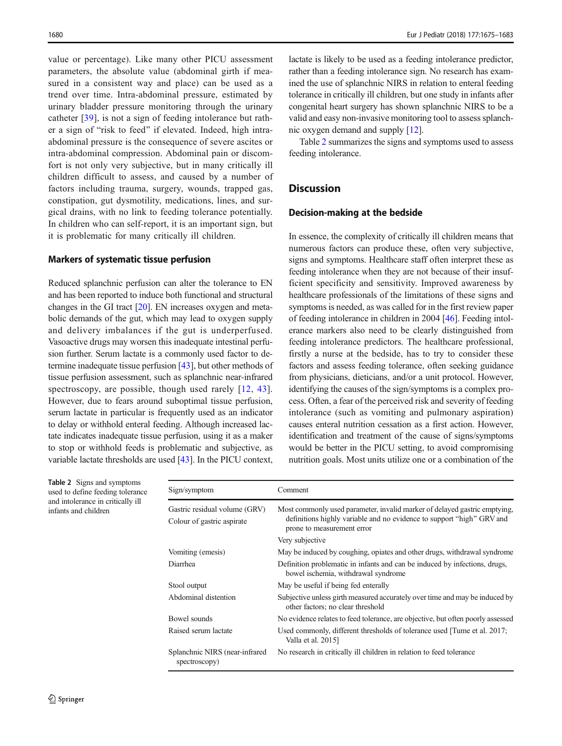value or percentage). Like many other PICU assessment parameters, the absolute value (abdominal girth if measured in a consistent way and place) can be used as a trend over time. Intra-abdominal pressure, estimated by urinary bladder pressure monitoring through the urinary catheter [39], is not a sign of feeding intolerance but rather a sign of "risk to feed" if elevated. Indeed, high intra-abdominal pressure is the consequence of severe ascites or intra-abdominal compression. Abdominal pain or discomfort is not only very subjective, but in many critically ill children difficult to assess, and caused by a number of factors including trauma, surgery, wounds, trapped gas, constipation, gut dysmotility, medications, lines, and surgical drains, with no link to feeding tolerance potentially. In children who can self-report, it is an important sign, but it is problematic for many critically ill children.

### Markers of systematic tissue perfusion

Reduced splanchnic perfusion can alter the tolerance to EN and has been reported to induce both functional and structural changes in the GI tract [20]. EN increases oxygen and metabolic demands of the gut, which may lead to oxygen supply and delivery imbalances if the gut is underperfused. Vasoactive drugs may worsen this inadequate intestinal perfusion further. Serum lactate is a commonly used factor to determine inadequate tissue perfusion [43], but other methods of tissue perfusion assessment, such as splanchnic near-infrared spectroscopy, are possible, though used rarely [12, 43]. However, due to fears around suboptimal tissue perfusion, serum lactate in particular is frequently used as an indicator to delay or withhold enteral feeding. Although increased lactate indicates inadequate tissue perfusion, using it as a maker to stop or withhold feeds is problematic and subjective, as variable lactate thresholds are used [43]. In the PICU context, lactate is likely to be used as a feeding intolerance predictor, rather than a feeding intolerance sign. No research has examined the use of splanchnic NIRS in relation to enteral feeding tolerance in critically ill children, but one study in infants after congenital heart surgery has shown splanchnic NIRS to be a valid and easy non-invasive monitoring tool to assess splanchnic oxygen demand and supply [12].

Table 2 summarizes the signs and symptoms used to assess feeding intolerance.

## Discussion

### Decision-making at the bedside

In essence, the complexity of critically ill children means that numerous factors can produce these, often very subjective, signs and symptoms. Healthcare staff often interpret these as feeding intolerance when they are not because of their insufficient specificity and sensitivity. Improved awareness by healthcare professionals of the limitations of these signs and symptoms is needed, as was called for in the first review paper of feeding intolerance in children in 2004 [46]. Feeding intolerance markers also need to be clearly distinguished from feeding intolerance predictors. The healthcare professional, firstly a nurse at the bedside, has to try to consider these factors and assess feeding tolerance, often seeking guidance from physicians, dieticians, and/or a unit protocol. However, identifying the causes of the sign/symptoms is a complex process. Often, a fear of the perceived risk and severity of feeding intolerance (such as vomiting and pulmonary aspiration) causes enteral nutrition cessation as a first action. However, identification and treatment of the cause of signs/symptoms would be better in the PICU setting, to avoid compromising nutrition goals. Most units utilize one or a combination of the

**Table 2** Signs and symptoms used to define feeding tolerance and intolerance in critically ill infants and children

| Sign/symptom | Comment |
|---|---|
| Gastric residual volume (GRV) | Most commonly used parameter, invalid marker of delayed gastric emptying, definitions highly variable and no evidence to support "high" GRV and prone to measurement error |
| Colour of gastric aspirate | Very subjective |
| Vomiting (emesis) | May be induced by coughing, opiates and other drugs, withdrawal syndrome |
| Diarrhea | Definition problematic in infants and can be induced by infections, drugs, bowel ischemia, withdrawal syndrome |
| Stool output | May be useful if being fed enterally |
| Abdominal distention | Subjective unless girth measured accurately over time and may be induced by other factors; no clear threshold |
| Bowel sounds | No evidence relates to feed tolerance, are objective, but often poorly assessed |
| Raised serum lactate | Used commonly, different thresholds of tolerance used [Tume et al. 2017; Valla et al. 2015] |
| Splanchnic NIRS (near-infrared spectroscopy) | No research in critically ill children in relation to feed tolerance |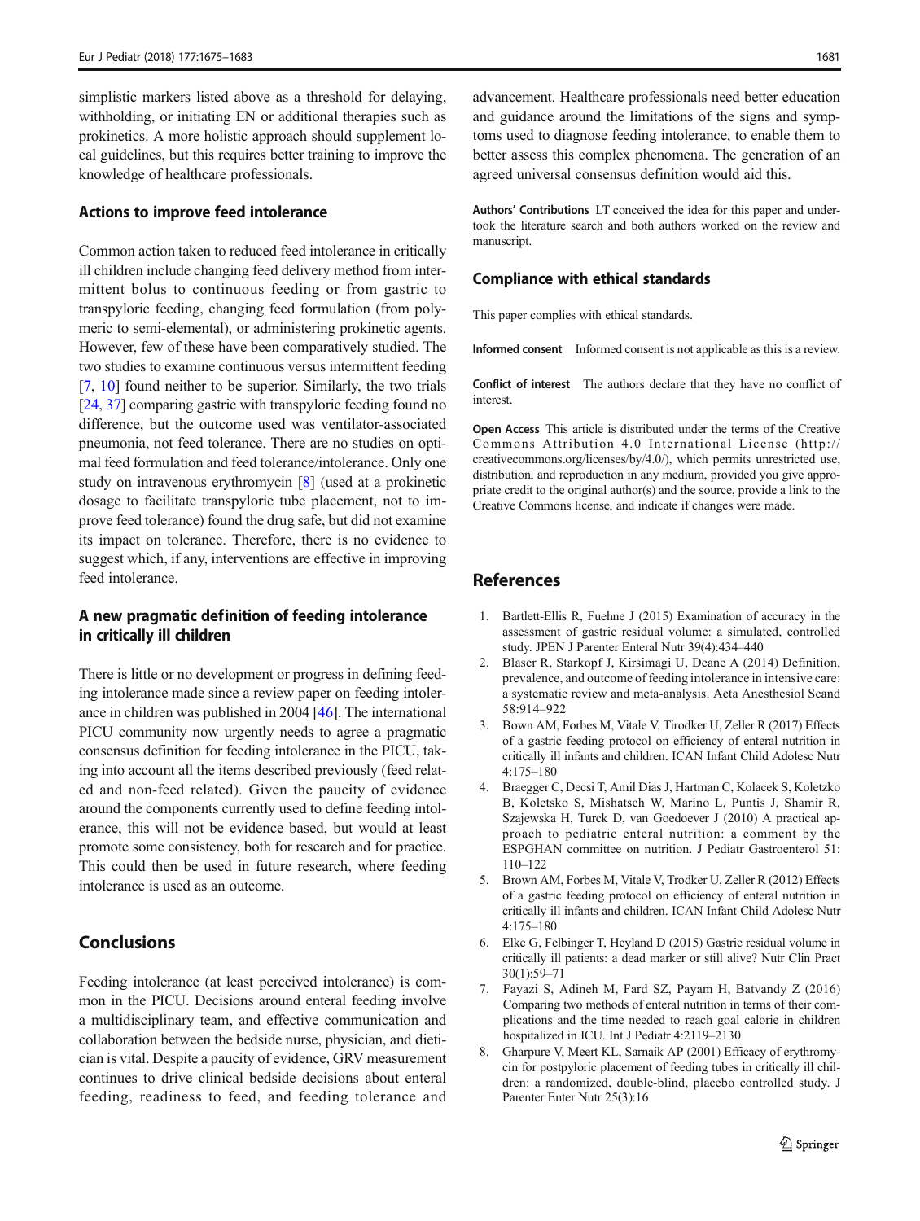simplistic markers listed above as a threshold for delaying, withholding, or initiating EN or additional therapies such as prokinetics. A more holistic approach should supplement local guidelines, but this requires better training to improve the knowledge of healthcare professionals.

### Actions to improve feed intolerance

Common action taken to reduced feed intolerance in critically ill children include changing feed delivery method from intermittent bolus to continuous feeding or from gastric to transpyloric feeding, changing feed formulation (from polymeric to semi-elemental), or administering prokinetic agents. However, few of these have been comparatively studied. The two studies to examine continuous versus intermittent feeding [7, 10] found neither to be superior. Similarly, the two trials [24, 37] comparing gastric with transpyloric feeding found no difference, but the outcome used was ventilator-associated pneumonia, not feed tolerance. There are no studies on optimal feed formulation and feed tolerance/intolerance. Only one study on intravenous erythromycin [8] (used at a prokinetic dosage to facilitate transpyloric tube placement, not to improve feed tolerance) found the drug safe, but did not examine its impact on tolerance. Therefore, there is no evidence to suggest which, if any, interventions are effective in improving feed intolerance.

### A new pragmatic definition of feeding intolerance in critically ill children

There is little or no development or progress in defining feeding intolerance made since a review paper on feeding intolerance in children was published in 2004 [46]. The international PICU community now urgently needs to agree a pragmatic consensus definition for feeding intolerance in the PICU, taking into account all the items described previously (feed related and non-feed related). Given the paucity of evidence around the components currently used to define feeding intolerance, this will not be evidence based, but would at least promote some consistency, both for research and for practice. This could then be used in future research, where feeding intolerance is used as an outcome.

## Conclusions

Feeding intolerance (at least perceived intolerance) is common in the PICU. Decisions around enteral feeding involve a multidisciplinary team, and effective communication and collaboration between the bedside nurse, physician, and dietician is vital. Despite a paucity of evidence, GRV measurement continues to drive clinical bedside decisions about enteral feeding, readiness to feed, and feeding tolerance and advancement. Healthcare professionals need better education and guidance around the limitations of the signs and symptoms used to diagnose feeding intolerance, to enable them to better assess this complex phenomena. The generation of an agreed universal consensus definition would aid this.

**Authors' Contributions** LT conceived the idea for this paper and undertook the literature search and both authors worked on the review and manuscript.

### Compliance with ethical standards

This paper complies with ethical standards.

**Informed consent** Informed consent is not applicable as this is a review.

**Conflict of interest** The authors declare that they have no conflict of interest.

**Open Access** This article is distributed under the terms of the Creative Commons Attribution 4.0 International License (http://creativecommons.org/licenses/by/4.0/), which permits unrestricted use, distribution, and reproduction in any medium, provided you give appropriate credit to the original author(s) and the source, provide a link to the Creative Commons license, and indicate if changes were made.

## References

1. Bartlett-Ellis R, Fuehne J (2015) Examination of accuracy in the assessment of gastric residual volume: a simulated, controlled study. JPEN J Parenter Enteral Nutr 39(4):434–440
2. Blaser R, Starkopf J, Kirsimagi U, Deane A (2014) Definition, prevalence, and outcome of feeding intolerance in intensive care: a systematic review and meta-analysis. Acta Anesthesiol Scand 58:914–922
3. Bown AM, Forbes M, Vitale V, Tirodker U, Zeller R (2017) Effects of a gastric feeding protocol on efficiency of enteral nutrition in critically ill infants and children. ICAN Infant Child Adolesc Nutr 4:175–180
4. Braegger C, Decsi T, Amil Dias J, Hartman C, Kolacek S, Koletzko B, Koletsko S, Mishatsch W, Marino L, Puntis J, Shamir R, Szajewska H, Turck D, van Goedoever J (2010) A practical approach to pediatric enteral nutrition: a comment by the ESPGHAN committee on nutrition. J Pediatr Gastroenterol 51:110–122
5. Brown AM, Forbes M, Vitale V, Trodker U, Zeller R (2012) Effects of a gastric feeding protocol on efficiency of enteral nutrition in critically ill infants and children. ICAN Infant Child Adolesc Nutr 4:175–180
6. Elke G, Felbinger T, Heyland D (2015) Gastric residual volume in critically ill patients: a dead marker or still alive? Nutr Clin Pract 30(1):59–71
7. Fayazi S, Adineh M, Fard SZ, Payam H, Batvandy Z (2016) Comparing two methods of enteral nutrition in terms of their complications and the time needed to reach goal calorie in children hospitalized in ICU. Int J Pediatr 4:2119–2130
8. Gharpure V, Meert KL, Sarnaik AP (2001) Efficacy of erythromycin for postpyloric placement of feeding tubes in critically ill children: a randomized, double-blind, placebo controlled study. J Parenter Enter Nutr 25(3):16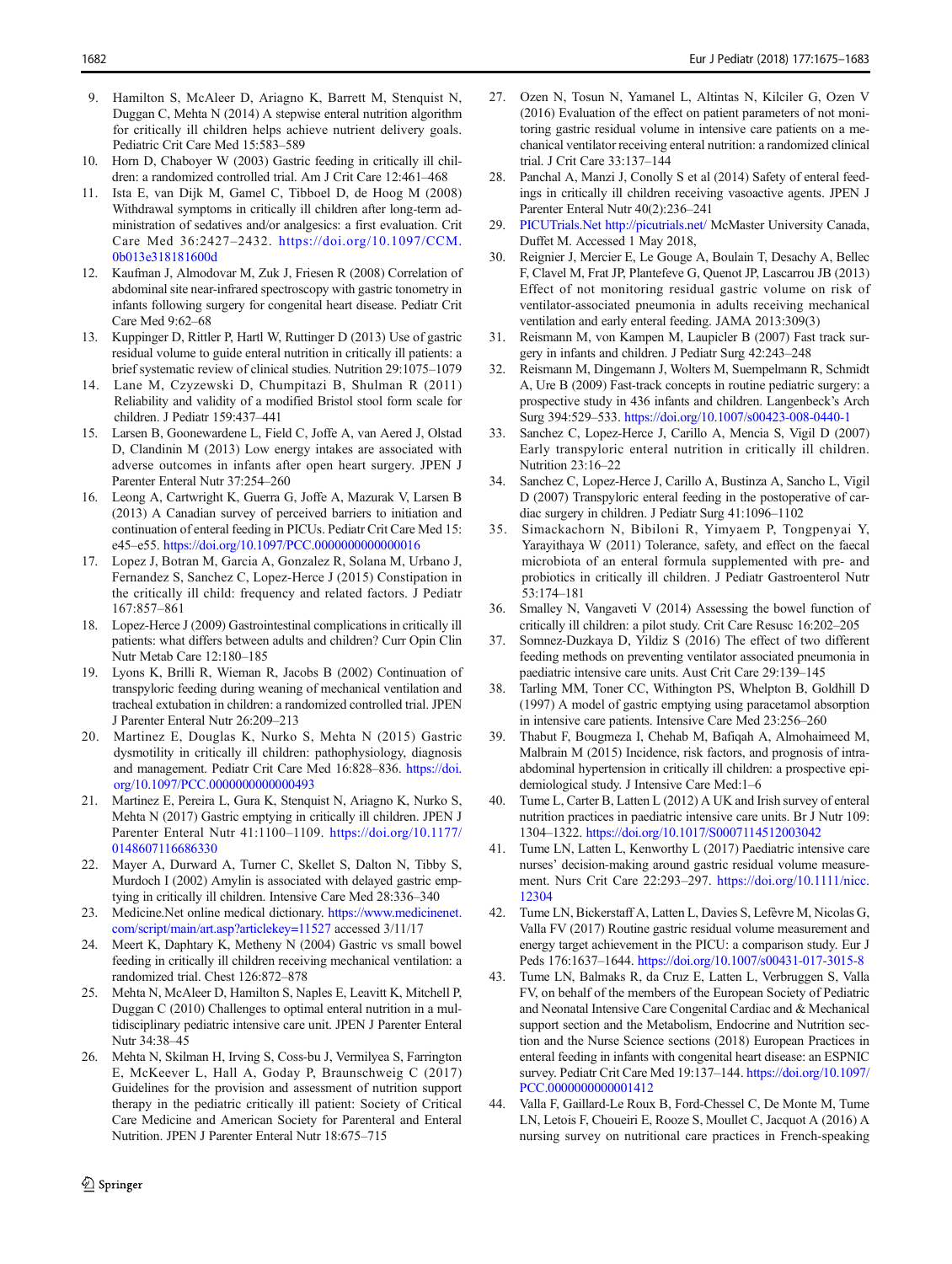9. Hamilton S, McAleer D, Ariagno K, Barrett M, Stenquist N, Duggan C, Mehta N (2014) A stepwise enteral nutrition algorithm for critically ill children helps achieve nutrient delivery goals. Pediatric Crit Care Med 15:583–589
10. Horn D, Chaboyer W (2003) Gastric feeding in critically ill children: a randomized controlled trial. Am J Crit Care 12:461–468
11. Ista E, van Dijk M, Gamel C, Tibboel D, de Hoog M (2008) Withdrawal symptoms in critically ill children after long-term administration of sedatives and/or analgesics: a first evaluation. Crit Care Med 36:2427–2432. https://doi.org/10.1097/CCM.0b013e318181600d
12. Kaufman J, Almodovar M, Zuk J, Friesen R (2008) Correlation of abdominal site near-infrared spectroscopy with gastric tonometry in infants following surgery for congenital heart disease. Pediatr Crit Care Med 9:62–68
13. Kuppinger D, Rittler P, Hartl W, Ruttinger D (2013) Use of gastric residual volume to guide enteral nutrition in critically ill patients: a brief systematic review of clinical studies. Nutrition 29:1075–1079
14. Lane M, Czyzewski D, Chumpitazi B, Shulman R (2011) Reliability and validity of a modified Bristol stool form scale for children. J Pediatr 159:437–441
15. Larsen B, Goonewardene L, Field C, Joffe A, van Aered J, Olstad D, Clandinin M (2013) Low energy intakes are associated with adverse outcomes in infants after open heart surgery. JPEN J Parenter Enteral Nutr 37:254–260
16. Leong A, Cartwright K, Guerra G, Joffe A, Mazurak V, Larsen B (2013) A Canadian survey of perceived barriers to initiation and continuation of enteral feeding in PICUs. Pediatr Crit Care Med 15: e45–e55. https://doi.org/10.1097/PCC.0000000000000016
17. Lopez J, Botran M, Garcia A, Gonzalez R, Solana M, Urbano J, Fernandez S, Sanchez C, Lopez-Herce J (2015) Constipation in the critically ill child: frequency and related factors. J Pediatr 167:857–861
18. Lopez-Herce J (2009) Gastrointestinal complications in critically ill patients: what differs between adults and children? Curr Opin Clin Nutr Metab Care 12:180–185
19. Lyons K, Brilli R, Wieman R, Jacobs B (2002) Continuation of transpyloric feeding during weaning of mechanical ventilation and tracheal extubation in children: a randomized controlled trial. JPEN J Parenter Enteral Nutr 26:209–213
20. Martinez E, Douglas K, Nurko S, Mehta N (2015) Gastric dysmotility in critically ill children: pathophysiology, diagnosis and management. Pediatr Crit Care Med 16:828–836. https://doi.org/10.1097/PCC.0000000000000493
21. Martinez E, Pereira L, Gura K, Stenquist N, Ariagno K, Nurko S, Mehta N (2017) Gastric emptying in critically ill children. JPEN J Parenter Enteral Nutr 41:1100–1109. https://doi.org/10.1177/0148607116686330
22. Mayer A, Durward A, Turner C, Skellet S, Dalton N, Tibby S, Murdoch I (2002) Amylin is associated with delayed gastric emptying in critically ill children. Intensive Care Med 28:336–340
23. Medicine.Net online medical dictionary. https://www.medicinenet.com/script/main/art.asp?articlekey=11527 accessed 3/11/17
24. Meert K, Daphtary K, Metheny N (2004) Gastric vs small bowel feeding in critically ill children receiving mechanical ventilation: a randomized trial. Chest 126:872–878
25. Mehta N, McAleer D, Hamilton S, Naples E, Leavitt K, Mitchell P, Duggan C (2010) Challenges to optimal enteral nutrition in a multidisciplinary pediatric intensive care unit. JPEN J Parenter Enteral Nutr 34:38–45
26. Mehta N, Skilman H, Irving S, Coss-bu J, Vermilyea S, Farrington E, McKeever L, Hall A, Goday P, Braunschweig C (2017) Guidelines for the provision and assessment of nutrition support therapy in the pediatric critically ill patient: Society of Critical Care Medicine and American Society for Parenteral and Enteral Nutrition. JPEN J Parenter Enteral Nutr 18:675–715
27. Ozen N, Tosun N, Yamanel L, Altintas N, Kilciler G, Ozen V (2016) Evaluation of the effect on patient parameters of not monitoring gastric residual volume in intensive care patients on a mechanical ventilator receiving enteral nutrition: a randomized clinical trial. J Crit Care 33:137–144
28. Panchal A, Manzi J, Conolly S et al (2014) Safety of enteral feedings in critically ill children receiving vasoactive agents. JPEN J Parenter Enteral Nutr 40(2):236–241
29. PICUTrials.Net http://picutrials.net/ McMaster University Canada, Duffet M. Accessed 1 May 2018,
30. Reignier J, Mercier E, Le Gouge A, Boulain T, Desachy A, Bellec F, Clavel M, Frat JP, Plantefeve G, Quenot JP, Lascarrou JB (2013) Effect of not monitoring residual gastric volume on risk of ventilator-associated pneumonia in adults receiving mechanical ventilation and early enteral feeding. JAMA 2013:309(3)
31. Reismann M, von Kampen M, Laupicler B (2007) Fast track surgery in infants and children. J Pediatr Surg 42:243–248
32. Reismann M, Dingemann J, Wolters M, Suempelmann R, Schmidt A, Ure B (2009) Fast-track concepts in routine pediatric surgery: a prospective study in 436 infants and children. Langenbeck's Arch Surg 394:529–533. https://doi.org/10.1007/s00423-008-0440-1
33. Sanchez C, Lopez-Herce J, Carillo A, Mencia S, Vigil D (2007) Early transpyloric enteral nutrition in critically ill children. Nutrition 23:16–22
34. Sanchez C, Lopez-Herce J, Carillo A, Bustinza A, Sancho L, Vigil D (2007) Transpyloric enteral feeding in the postoperative of cardiac surgery in children. J Pediatr Surg 41:1096–1102
35. Simackachorn N, Bibiloni R, Yimyaem P, Tongpenyai Y, Yarayithaya W (2011) Tolerance, safety, and effect on the faecal microbiota of an enteral formula supplemented with pre- and probiotics in critically ill children. J Pediatr Gastroenterol Nutr 53:174–181
36. Smalley N, Vangaveti V (2014) Assessing the bowel function of critically ill children: a pilot study. Crit Care Resusc 16:202–205
37. Somnez-Duzkaya D, Yildiz S (2016) The effect of two different feeding methods on preventing ventilator associated pneumonia in paediatric intensive care units. Aust Crit Care 29:139–145
38. Tarling MM, Toner CC, Withington PS, Whelpton B, Goldhill D (1997) A model of gastric emptying using paracetamol absorption in intensive care patients. Intensive Care Med 23:256–260
39. Thabut F, Bougmeza I, Chehab M, Bafiqah A, Almohaimeed M, Malbrain M (2015) Incidence, risk factors, and prognosis of intra-abdominal hypertension in critically ill children: a prospective epidemiological study. J Intensive Care Med:1–6
40. Tume L, Carter B, Latten L (2012) A UK and Irish survey of enteral nutrition practices in paediatric intensive care units. Br J Nutr 109: 1304–1322. https://doi.org/10.1017/S0007114512003042
41. Tume LN, Latten L, Kenworthy L (2017) Paediatric intensive care nurses' decision-making around gastric residual volume measurement. Nurs Crit Care 22:293–297. https://doi.org/10.1111/nicc.12304
42. Tume LN, Bickerstaff A, Latten L, Davies S, Lefèvre M, Nicolas G, Valla FV (2017) Routine gastric residual volume measurement and energy target achievement in the PICU: a comparison study. Eur J Peds 176:1637–1644. https://doi.org/10.1007/s00431-017-3015-8
43. Tume LN, Balmaks R, da Cruz E, Latten L, Verbruggen S, Valla FV, on behalf of the members of the European Society of Pediatric and Neonatal Intensive Care Congenital Cardiac and & Mechanical support section and the Metabolism, Endocrine and Nutrition section and the Nurse Science sections (2018) European Practices in enteral feeding in infants with congenital heart disease: an ESPNIC survey. Pediatr Crit Care Med 19:137–144. https://doi.org/10.1097/PCC.0000000000001412
44. Valla F, Gaillard-Le Roux B, Ford-Chessel C, De Monte M, Tume LN, Letois F, Choueiri E, Rooze S, Moullet C, Jacquot A (2016) A nursing survey on nutritional care practices in French-speaking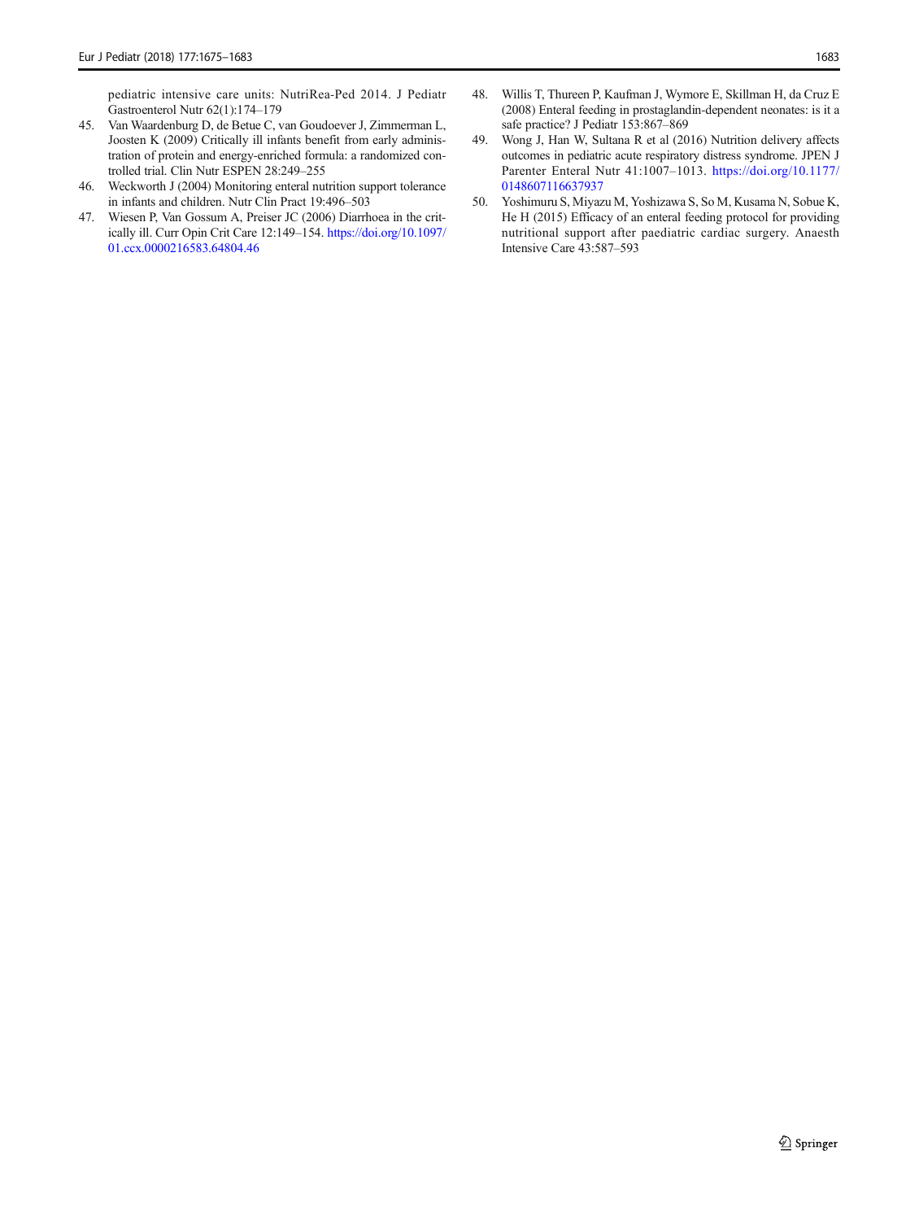pediatric intensive care units: NutriRea-Ped 2014. J Pediatr Gastroenterol Nutr 62(1):174–179

45. Van Waardenburg D, de Betue C, van Goudoever J, Zimmerman L, Joosten K (2009) Critically ill infants benefit from early administration of protein and energy-enriched formula: a randomized controlled trial. Clin Nutr ESPEN 28:249–255
46. Weckworth J (2004) Monitoring enteral nutrition support tolerance in infants and children. Nutr Clin Pract 19:496–503
47. Wiesen P, Van Gossum A, Preiser JC (2006) Diarrhoea in the critically ill. Curr Opin Crit Care 12:149–154. https://doi.org/10.1097/01.ccx.0000216583.64804.46
48. Willis T, Thureen P, Kaufman J, Wymore E, Skillman H, da Cruz E (2008) Enteral feeding in prostaglandin-dependent neonates: is it a safe practice? J Pediatr 153:867–869
49. Wong J, Han W, Sultana R et al (2016) Nutrition delivery affects outcomes in pediatric acute respiratory distress syndrome. JPEN J Parenter Enteral Nutr 41:1007–1013. https://doi.org/10.1177/0148607116637937
50. Yoshimuru S, Miyazu M, Yoshizawa S, So M, Kusama N, Sobue K, He H (2015) Efficacy of an enteral feeding protocol for providing nutritional support after paediatric cardiac surgery. Anaesth Intensive Care 43:587–593